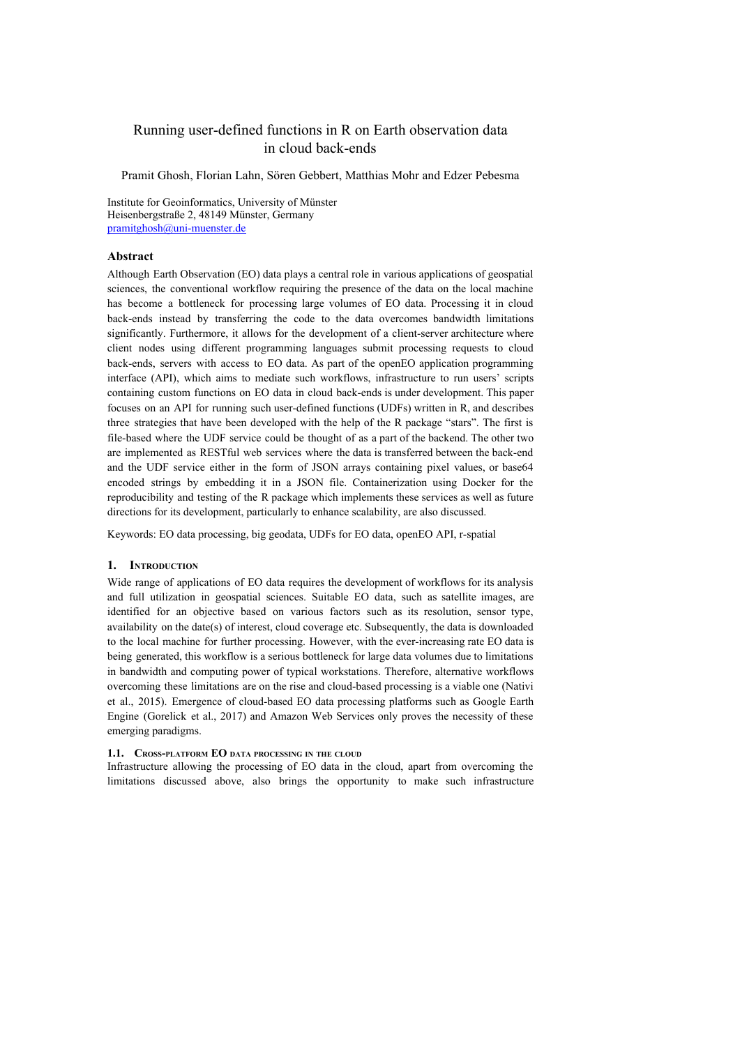# Running user-defined functions in R on Earth observation data in cloud back-ends

Pramit Ghosh, Florian Lahn, Sören Gebbert, Matthias Mohr and Edzer Pebesma

Institute for Geoinformatics, University of Münster
Heisenbergstraße 2, 48149 Münster, Germany
pramitghosh@uni-muenster.de

## Abstract

Although Earth Observation (EO) data plays a central role in various applications of geospatial sciences, the conventional workflow requiring the presence of the data on the local machine has become a bottleneck for processing large volumes of EO data. Processing it in cloud back-ends instead by transferring the code to the data overcomes bandwidth limitations significantly. Furthermore, it allows for the development of a client-server architecture where client nodes using different programming languages submit processing requests to cloud back-ends, servers with access to EO data. As part of the openEO application programming interface (API), which aims to mediate such workflows, infrastructure to run users' scripts containing custom functions on EO data in cloud back-ends is under development. This paper focuses on an API for running such user-defined functions (UDFs) written in R, and describes three strategies that have been developed with the help of the R package "stars". The first is file-based where the UDF service could be thought of as a part of the backend. The other two are implemented as RESTful web services where the data is transferred between the back-end and the UDF service either in the form of JSON arrays containing pixel values, or base64 encoded strings by embedding it in a JSON file. Containerization using Docker for the reproducibility and testing of the R package which implements these services as well as future directions for its development, particularly to enhance scalability, are also discussed.

Keywords: EO data processing, big geodata, UDFs for EO data, openEO API, r-spatial

## 1. Introduction

Wide range of applications of EO data requires the development of workflows for its analysis and full utilization in geospatial sciences. Suitable EO data, such as satellite images, are identified for an objective based on various factors such as its resolution, sensor type, availability on the date(s) of interest, cloud coverage etc. Subsequently, the data is downloaded to the local machine for further processing. However, with the ever-increasing rate EO data is being generated, this workflow is a serious bottleneck for large data volumes due to limitations in bandwidth and computing power of typical workstations. Therefore, alternative workflows overcoming these limitations are on the rise and cloud-based processing is a viable one (Nativi et al., 2015). Emergence of cloud-based EO data processing platforms such as Google Earth Engine (Gorelick et al., 2017) and Amazon Web Services only proves the necessity of these emerging paradigms.

### 1.1. Cross-platform EO data processing in the cloud

Infrastructure allowing the processing of EO data in the cloud, apart from overcoming the limitations discussed above, also brings the opportunity to make such infrastructure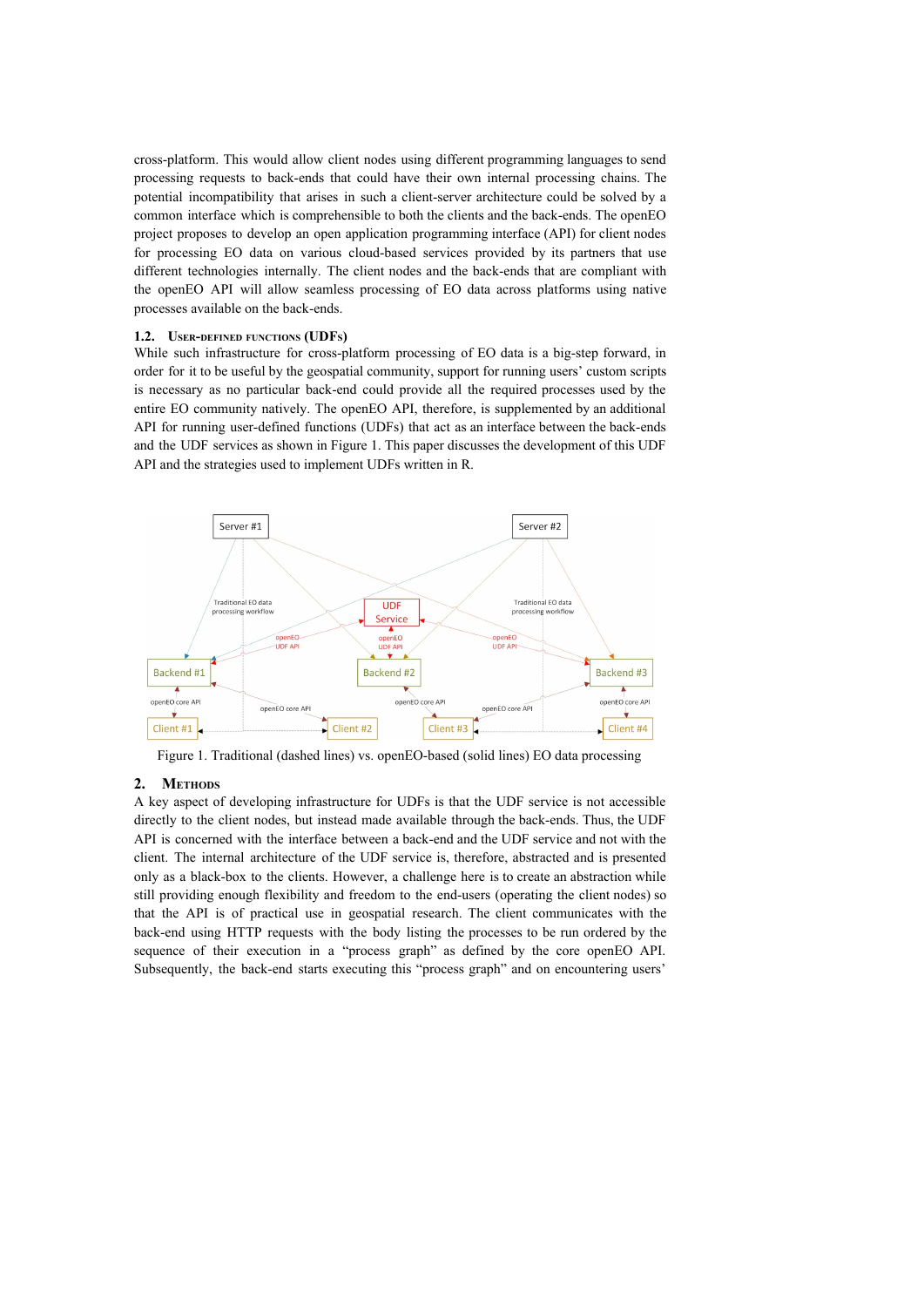cross-platform. This would allow client nodes using different programming languages to send processing requests to back-ends that could have their own internal processing chains. The potential incompatibility that arises in such a client-server architecture could be solved by a common interface which is comprehensible to both the clients and the back-ends. The openEO project proposes to develop an open application programming interface (API) for client nodes for processing EO data on various cloud-based services provided by its partners that use different technologies internally. The client nodes and the back-ends that are compliant with the openEO API will allow seamless processing of EO data across platforms using native processes available on the back-ends.

### 1.2. User-defined functions (UDFs)

While such infrastructure for cross-platform processing of EO data is a big-step forward, in order for it to be useful by the geospatial community, support for running users' custom scripts is necessary as no particular back-end could provide all the required processes used by the entire EO community natively. The openEO API, therefore, is supplemented by an additional API for running user-defined functions (UDFs) that act as an interface between the back-ends and the UDF services as shown in Figure 1. This paper discusses the development of this UDF API and the strategies used to implement UDFs written in R.

Figure 1. Traditional (dashed lines) vs. openEO-based (solid lines) EO data processing

## 2. Methods

A key aspect of developing infrastructure for UDFs is that the UDF service is not accessible directly to the client nodes, but instead made available through the back-ends. Thus, the UDF API is concerned with the interface between a back-end and the UDF service and not with the client. The internal architecture of the UDF service is, therefore, abstracted and is presented only as a black-box to the clients. However, a challenge here is to create an abstraction while still providing enough flexibility and freedom to the end-users (operating the client nodes) so that the API is of practical use in geospatial research. The client communicates with the back-end using HTTP requests with the body listing the processes to be run ordered by the sequence of their execution in a "process graph" as defined by the core openEO API. Subsequently, the back-end starts executing this "process graph" and on encountering users'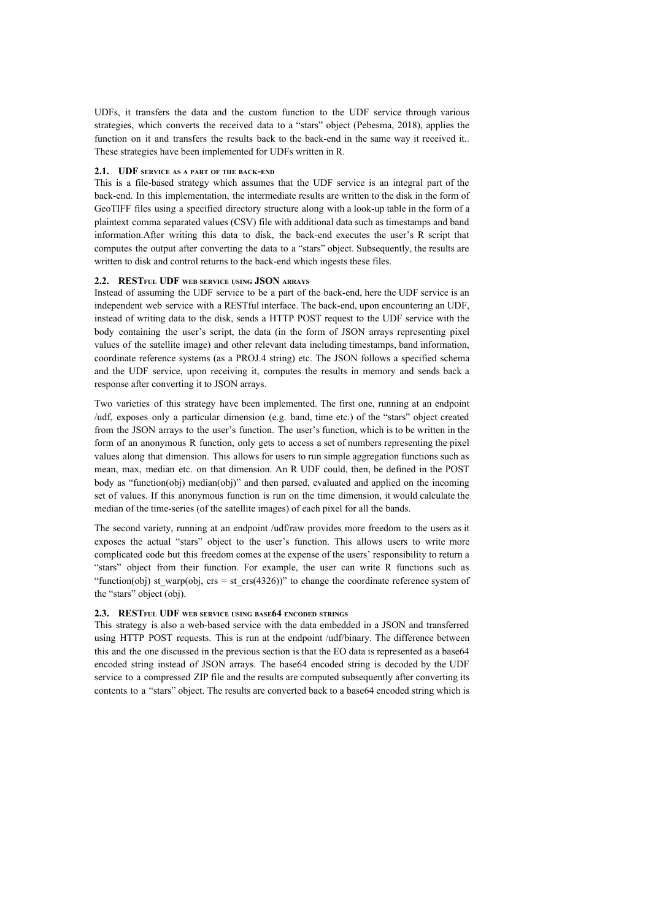UDFs, it transfers the data and the custom function to the UDF service through various strategies, which converts the received data to a "stars" object (Pebesma, 2018), applies the function on it and transfers the results back to the back-end in the same way it received it.. These strategies have been implemented for UDFs written in R.

### 2.1. UDF service as a part of the back-end

This is a file-based strategy which assumes that the UDF service is an integral part of the back-end. In this implementation, the intermediate results are written to the disk in the form of GeoTIFF files using a specified directory structure along with a look-up table in the form of a plaintext comma separated values (CSV) file with additional data such as timestamps and band information.After writing this data to disk, the back-end executes the user's R script that computes the output after converting the data to a "stars" object. Subsequently, the results are written to disk and control returns to the back-end which ingests these files.

### 2.2. RESTful UDF web service using JSON arrays

Instead of assuming the UDF service to be a part of the back-end, here the UDF service is an independent web service with a RESTful interface. The back-end, upon encountering an UDF, instead of writing data to the disk, sends a HTTP POST request to the UDF service with the body containing the user's script, the data (in the form of JSON arrays representing pixel values of the satellite image) and other relevant data including timestamps, band information, coordinate reference systems (as a PROJ.4 string) etc. The JSON follows a specified schema and the UDF service, upon receiving it, computes the results in memory and sends back a response after converting it to JSON arrays.

Two varieties of this strategy have been implemented. The first one, running at an endpoint /udf, exposes only a particular dimension (e.g. band, time etc.) of the "stars" object created from the JSON arrays to the user's function. The user's function, which is to be written in the form of an anonymous R function, only gets to access a set of numbers representing the pixel values along that dimension. This allows for users to run simple aggregation functions such as mean, max, median etc. on that dimension. An R UDF could, then, be defined in the POST body as "function(obj) median(obj)" and then parsed, evaluated and applied on the incoming set of values. If this anonymous function is run on the time dimension, it would calculate the median of the time-series (of the satellite images) of each pixel for all the bands.

The second variety, running at an endpoint /udf/raw provides more freedom to the users as it exposes the actual "stars" object to the user's function. This allows users to write more complicated code but this freedom comes at the expense of the users' responsibility to return a "stars" object from their function. For example, the user can write R functions such as "function(obj) st_warp(obj, crs = st_crs(4326))" to change the coordinate reference system of the "stars" object (obj).

### 2.3. RESTful UDF web service using base64 encoded strings

This strategy is also a web-based service with the data embedded in a JSON and transferred using HTTP POST requests. This is run at the endpoint /udf/binary. The difference between this and the one discussed in the previous section is that the EO data is represented as a base64 encoded string instead of JSON arrays. The base64 encoded string is decoded by the UDF service to a compressed ZIP file and the results are computed subsequently after converting its contents to a "stars" object. The results are converted back to a base64 encoded string which is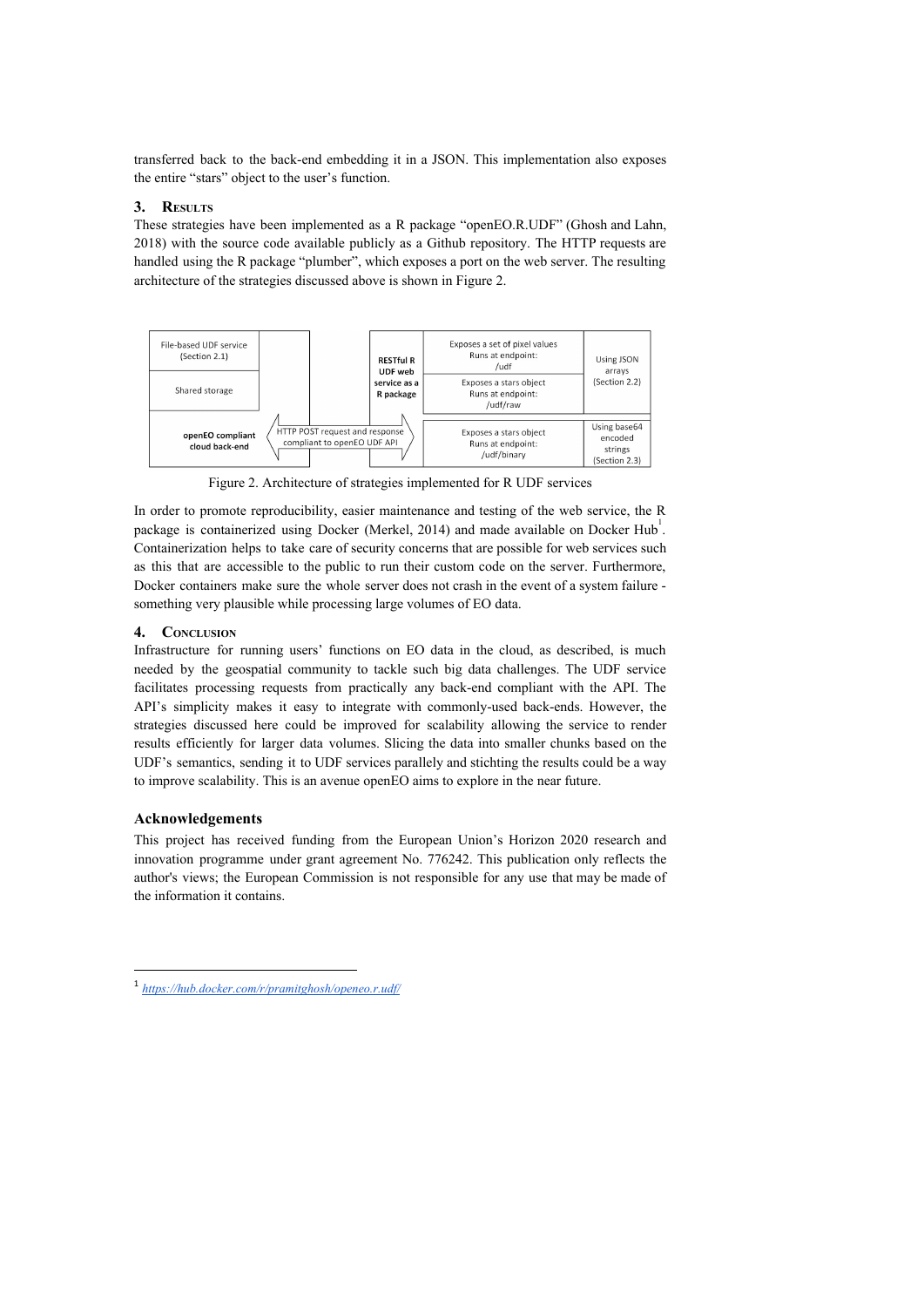transferred back to the back-end embedding it in a JSON. This implementation also exposes the entire "stars" object to the user's function.

## 3. Results

These strategies have been implemented as a R package "openEO.R.UDF" (Ghosh and Lahn, 2018) with the source code available publicly as a Github repository. The HTTP requests are handled using the R package "plumber", which exposes a port on the web server. The resulting architecture of the strategies discussed above is shown in Figure 2.

| File-based UDF service (Section 2.1) | | RESTful R UDF web service as a R package | Exposes a set of pixel values Runs at endpoint: /udf | Using JSON arrays (Section 2.2) |
|---|---|---|---|---|
| Shared storage | | | Exposes a stars object Runs at endpoint: /udf/raw | |
| openEO compliant cloud back-end | HTTP POST request and response compliant to openEO UDF API | | Exposes a stars object Runs at endpoint: /udf/binary | Using base64 encoded strings (Section 2.3) |

Figure 2. Architecture of strategies implemented for R UDF services

In order to promote reproducibility, easier maintenance and testing of the web service, the R package is containerized using Docker (Merkel, 2014) and made available on Docker Hub[1]. Containerization helps to take care of security concerns that are possible for web services such as this that are accessible to the public to run their custom code on the server. Furthermore, Docker containers make sure the whole server does not crash in the event of a system failure - something very plausible while processing large volumes of EO data.

## 4. Conclusion

Infrastructure for running users' functions on EO data in the cloud, as described, is much needed by the geospatial community to tackle such big data challenges. The UDF service facilitates processing requests from practically any back-end compliant with the API. The API's simplicity makes it easy to integrate with commonly-used back-ends. However, the strategies discussed here could be improved for scalability allowing the service to render results efficiently for larger data volumes. Slicing the data into smaller chunks based on the UDF's semantics, sending it to UDF services parallely and stichting the results could be a way to improve scalability. This is an avenue openEO aims to explore in the near future.

### Acknowledgements

This project has received funding from the European Union's Horizon 2020 research and innovation programme under grant agreement No. 776242. This publication only reflects the author's views; the European Commission is not responsible for any use that may be made of the information it contains.

[1] https://hub.docker.com/r/pramitghosh/openeo.r.udf/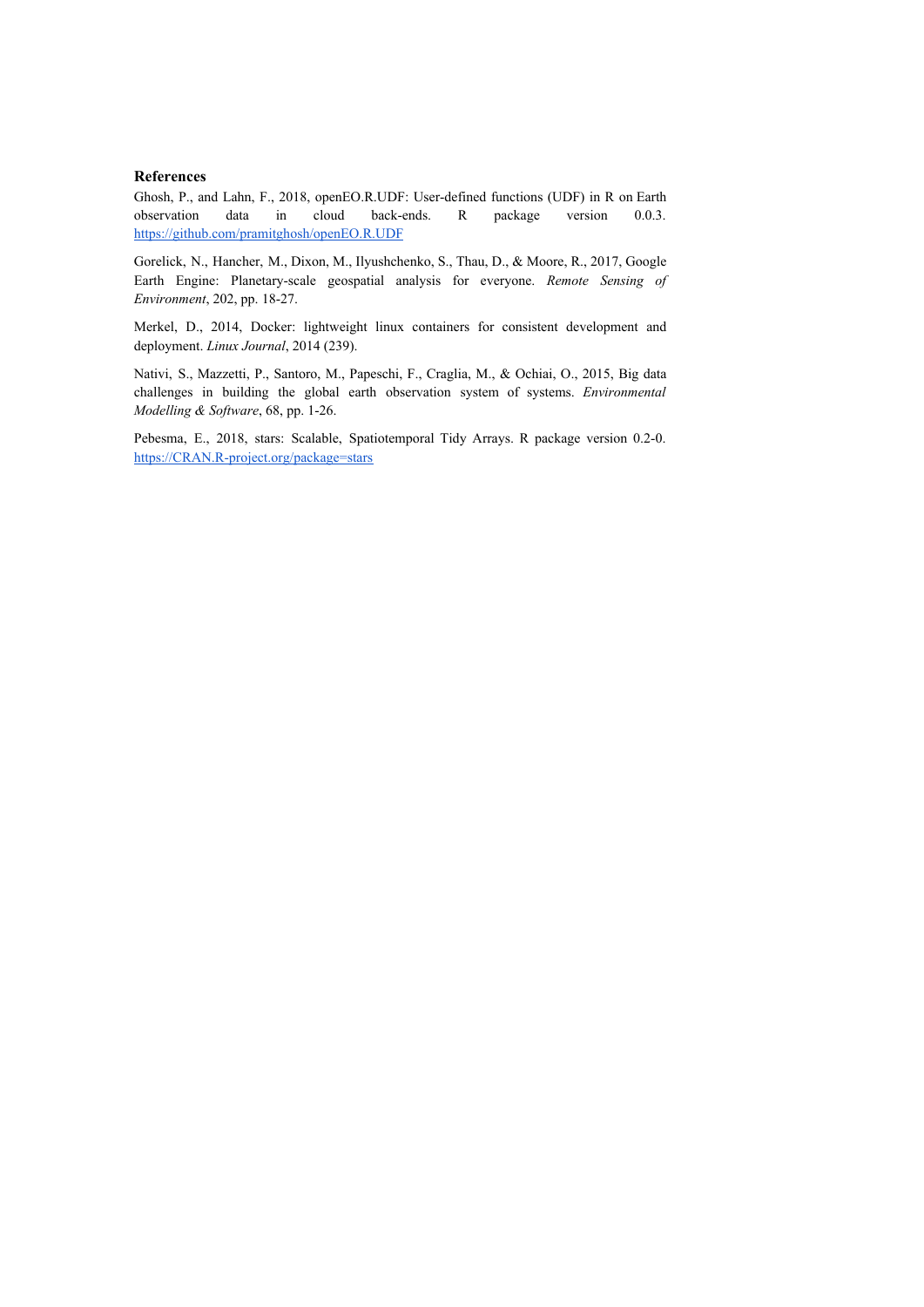## References

Ghosh, P., and Lahn, F., 2018, openEO.R.UDF: User-defined functions (UDF) in R on Earth observation data in cloud back-ends. R package version 0.0.3. https://github.com/pramitghosh/openEO.R.UDF

Gorelick, N., Hancher, M., Dixon, M., Ilyushchenko, S., Thau, D., & Moore, R., 2017, Google Earth Engine: Planetary-scale geospatial analysis for everyone. *Remote Sensing of Environment*, 202, pp. 18-27.

Merkel, D., 2014, Docker: lightweight linux containers for consistent development and deployment. *Linux Journal*, 2014 (239).

Nativi, S., Mazzetti, P., Santoro, M., Papeschi, F., Craglia, M., & Ochiai, O., 2015, Big data challenges in building the global earth observation system of systems. *Environmental Modelling & Software*, 68, pp. 1-26.

Pebesma, E., 2018, stars: Scalable, Spatiotemporal Tidy Arrays. R package version 0.2-0. https://CRAN.R-project.org/package=stars